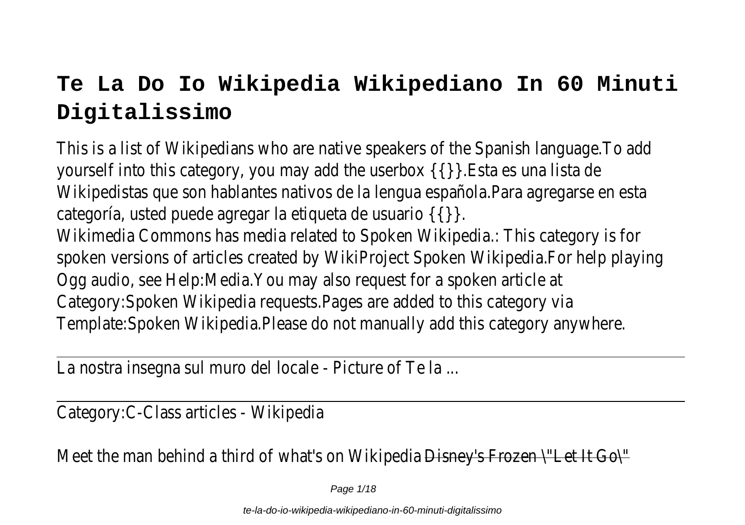# Te La Do Io Wikipedia Wikipediano In 60 Minuti Digitalissimo

This is a list of Wikipedians who are native speakers of the Spanish language.To add yourself into this category, you may add the userbox {{}}.Esta es una lista de Wikipedistas que son hablantes nativos de la lengua española.Para agregarse en esta categoría, usted puede agregar la etiqueta de usuario {{}}.

Wikimedia Commons has media related to Spoken Wikipedia.: This category is for spoken versions of articles created by WikiProject Spoken Wikipedia.For help playing Ogg audio, see Help:Media.You may also request for a spoken article at Category:Spoken Wikipedia requests.Pages are added to this category via Template:Spoken Wikipedia.Please do not manually add this category anywhere.

---

La nostra insegna sul muro del locale - Picture of Te la ...

---

Category:C-Class articles - Wikipedia

Meet the man behind a third of what's on Wikipedia ~~Disney's Frozen \"Let It Go\"~~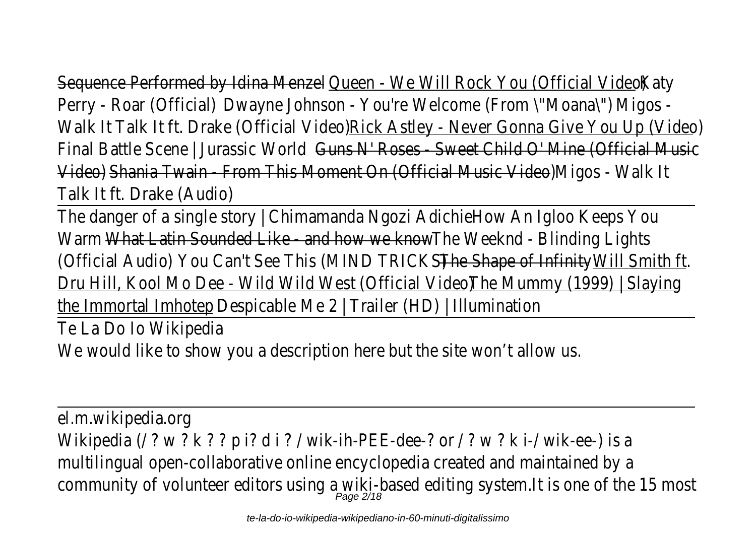Sequence Performed by Idina Menzel Queen - We Will Rock You (Official Video) Katy Perry - Roar (Official) Dwayne Johnson - You're Welcome (From \"Moana\") Migos - Walk It Talk It ft. Drake (Official Video) Rick Astley - Never Gonna Give You Up (Video) Final Battle Scene | Jurassic World Guns N' Roses - Sweet Child O' Mine (Official Music Video) Shania Twain - From This Moment On (Official Music Video) Migos - Walk It Talk It ft. Drake (Audio)

The danger of a single story | Chimamanda Ngozi Adichie How An Igloo Keeps You Warm What Latin Sounded Like - and how we know The Weeknd - Blinding Lights (Official Audio) You Can't See This (MIND TRICKS) The Shape of Infinity Will Smith ft. Dru Hill, Kool Mo Dee - Wild Wild West (Official Video) The Mummy (1999) | Slaying the Immortal Imhotep Despicable Me 2 | Trailer (HD) | Illumination

Te La Do Io Wikipedia

We would like to show you a description here but the site won't allow us.

el.m.wikipedia.org

Wikipedia (/ ? w ? k ? ? p i? d i ? / wik-ih-PEE-dee-? or / ? w ? k i-/ wik-ee-) is a multilingual open-collaborative online encyclopedia created and maintained by a community of volunteer editors using a wiki-based editing system.It is one of the 15 most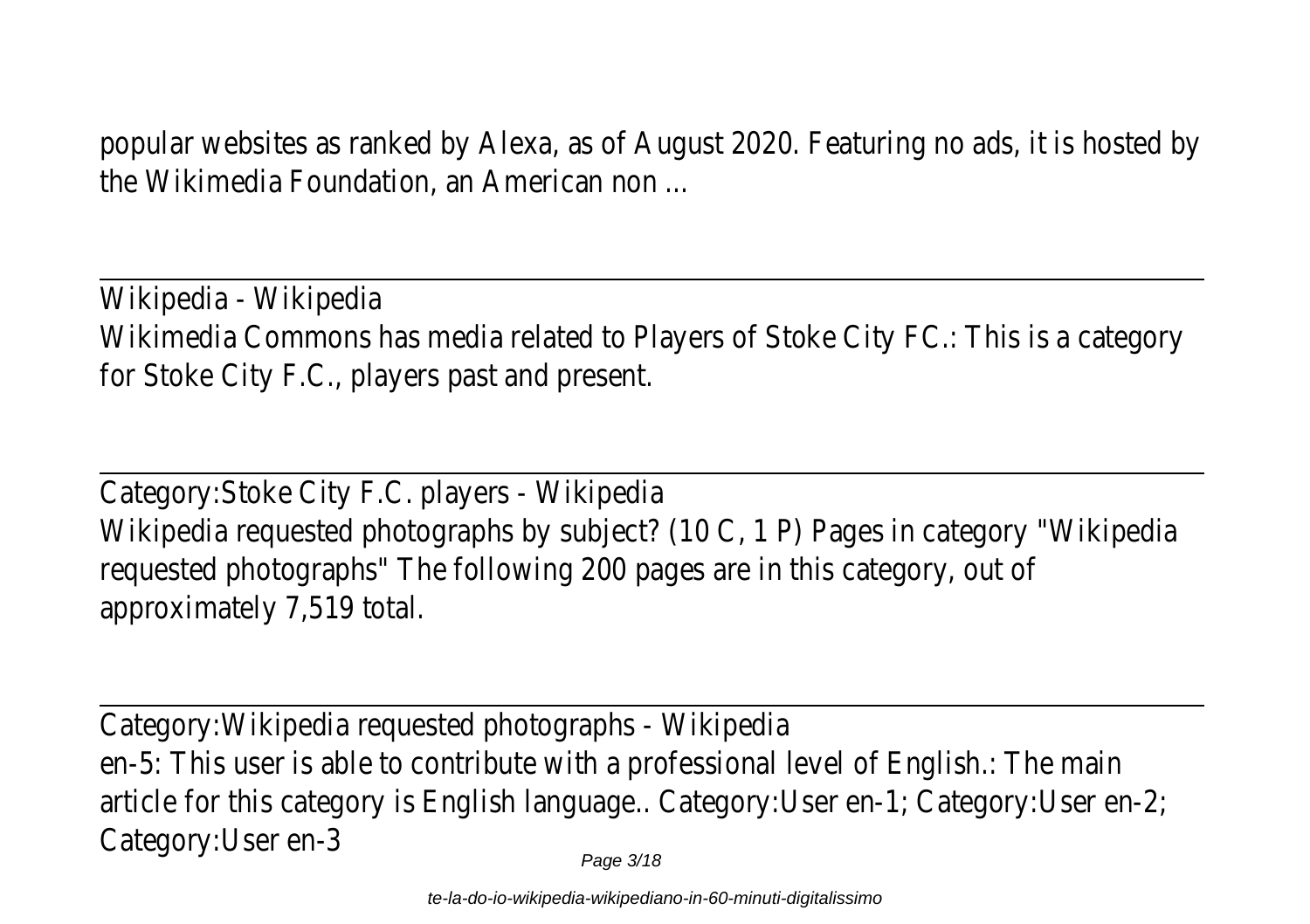popular websites as ranked by Alexa, as of August 2020. Featuring no ads, it is hosted by the Wikimedia Foundation, an American non ...

---

Wikipedia - Wikipedia

Wikimedia Commons has media related to Players of Stoke City FC.: This is a category for Stoke City F.C., players past and present.

---

Category:Stoke City F.C. players - Wikipedia

Wikipedia requested photographs by subject? (10 C, 1 P) Pages in category "Wikipedia requested photographs" The following 200 pages are in this category, out of approximately 7,519 total.

---

Category:Wikipedia requested photographs - Wikipedia

en-5: This user is able to contribute with a professional level of English.: The main article for this category is English language.. Category:User en-1; Category:User en-2; Category:User en-3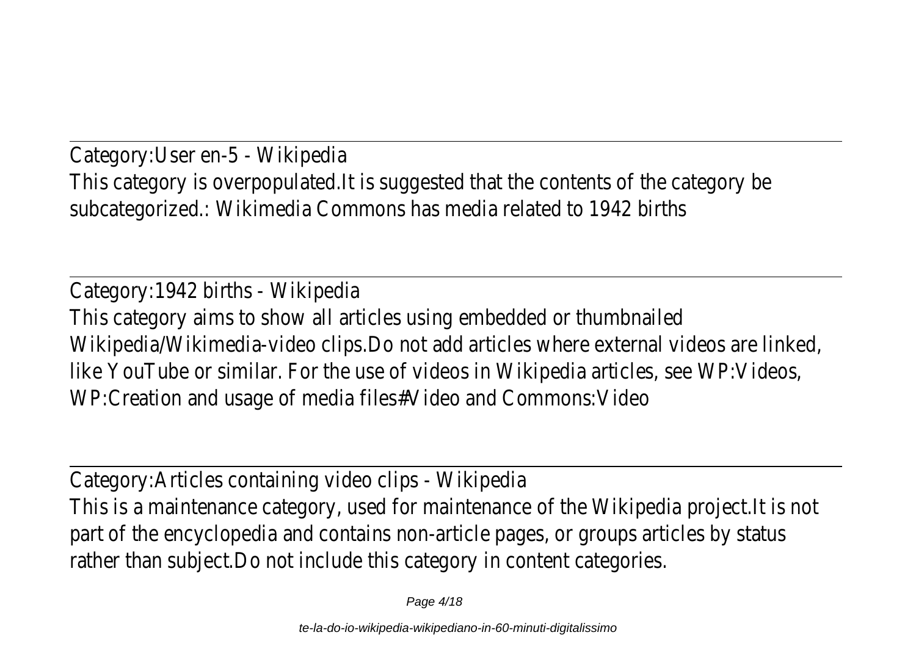Category:User en-5 - Wikipedia
This category is overpopulated.It is suggested that the contents of the category be subcategorized.: Wikimedia Commons has media related to 1942 births

Category:1942 births - Wikipedia
This category aims to show all articles using embedded or thumbnailed Wikipedia/Wikimedia-video clips.Do not add articles where external videos are linked, like YouTube or similar. For the use of videos in Wikipedia articles, see WP:Videos, WP:Creation and usage of media files#Video and Commons:Video

Category:Articles containing video clips - Wikipedia
This is a maintenance category, used for maintenance of the Wikipedia project.It is not part of the encyclopedia and contains non-article pages, or groups articles by status rather than subject.Do not include this category in content categories.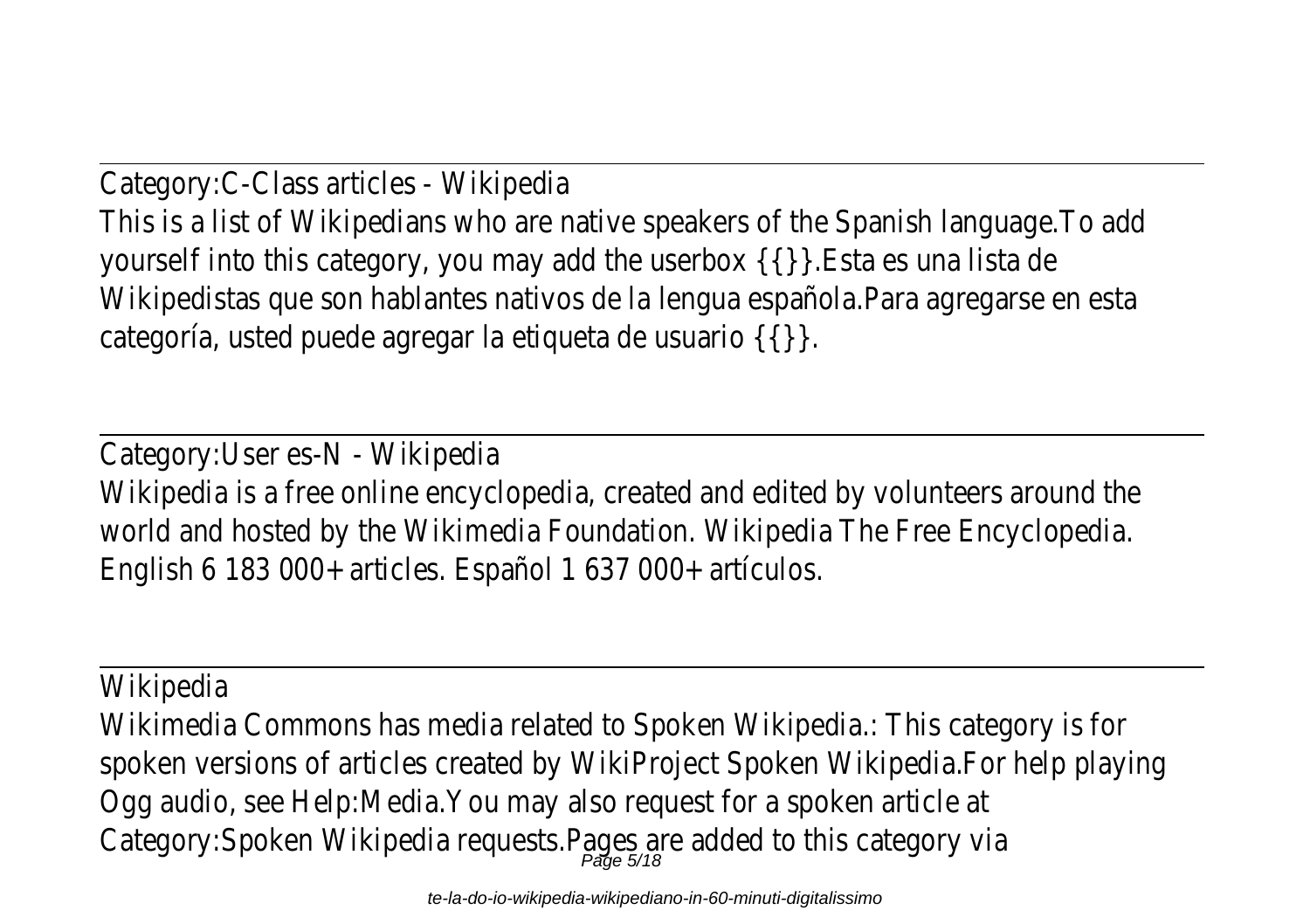Category:C-Class articles - Wikipedia

This is a list of Wikipedians who are native speakers of the Spanish language.To add yourself into this category, you may add the userbox {{}}.Esta es una lista de Wikipedistas que son hablantes nativos de la lengua española.Para agregarse en esta categoría, usted puede agregar la etiqueta de usuario {{}}.

---

Category:User es-N - Wikipedia

Wikipedia is a free online encyclopedia, created and edited by volunteers around the world and hosted by the Wikimedia Foundation. Wikipedia The Free Encyclopedia. English 6 183 000+ articles. Español 1 637 000+ artículos.

---

Wikipedia

Wikimedia Commons has media related to Spoken Wikipedia.: This category is for spoken versions of articles created by WikiProject Spoken Wikipedia.For help playing Ogg audio, see Help:Media.You may also request for a spoken article at Category:Spoken Wikipedia requests.Pages are added to this category via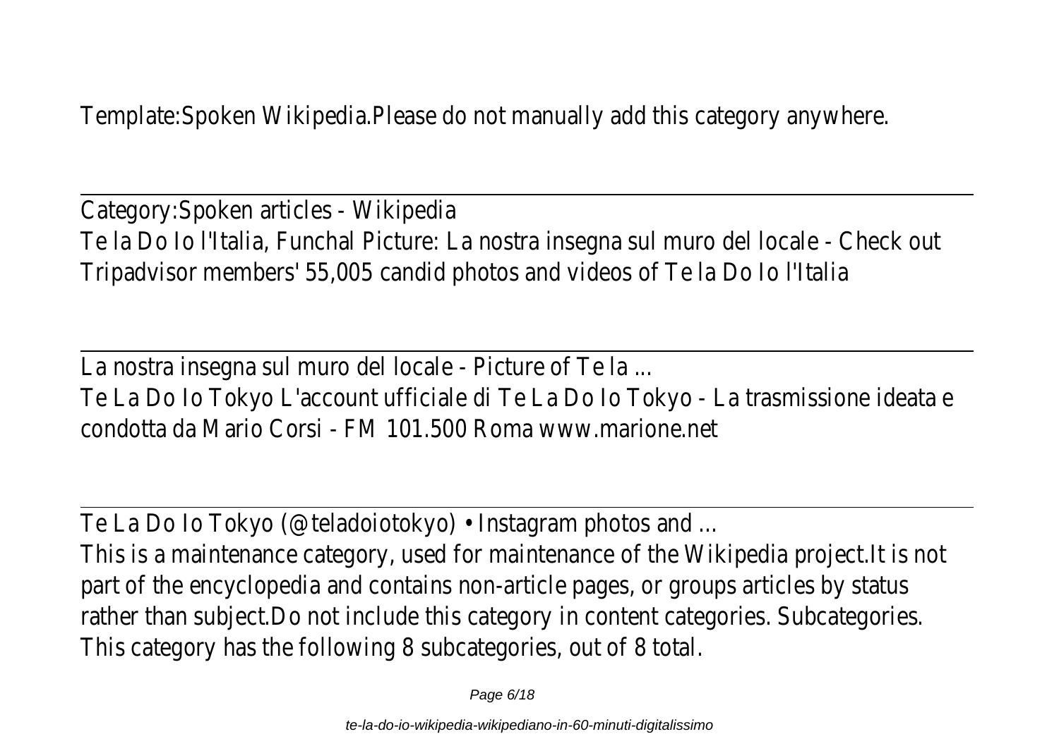Template:Spoken Wikipedia.Please do not manually add this category anywhere.

---

Category:Spoken articles - Wikipedia

Te la Do Io l'Italia, Funchal Picture: La nostra insegna sul muro del locale - Check out Tripadvisor members' 55,005 candid photos and videos of Te la Do Io l'Italia

---

La nostra insegna sul muro del locale - Picture of Te la ...

Te La Do Io Tokyo L'account ufficiale di Te La Do Io Tokyo - La trasmissione ideata e condotta da Mario Corsi - FM 101.500 Roma www.marione.net

---

Te La Do Io Tokyo (@teladoiotokyo) • Instagram photos and ...

This is a maintenance category, used for maintenance of the Wikipedia project.It is not part of the encyclopedia and contains non-article pages, or groups articles by status rather than subject.Do not include this category in content categories. Subcategories. This category has the following 8 subcategories, out of 8 total.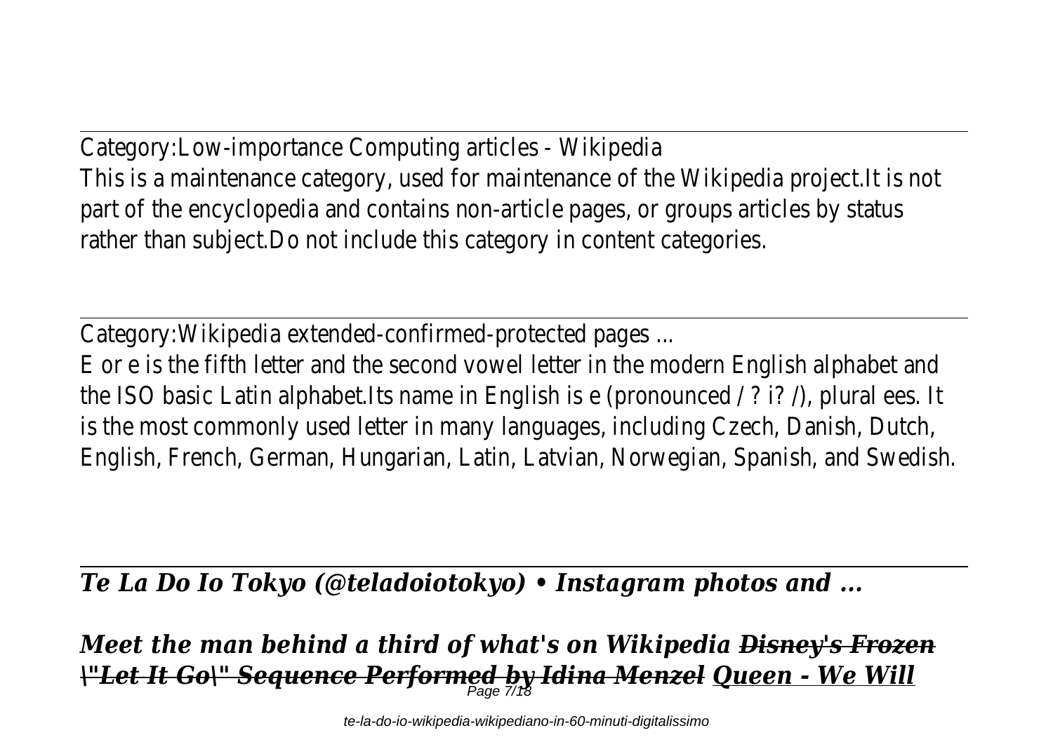Category:Low-importance Computing articles - Wikipedia
This is a maintenance category, used for maintenance of the Wikipedia project.It is not part of the encyclopedia and contains non-article pages, or groups articles by status rather than subject.Do not include this category in content categories.

---

Category:Wikipedia extended-confirmed-protected pages ...
E or e is the fifth letter and the second vowel letter in the modern English alphabet and the ISO basic Latin alphabet.Its name in English is e (pronounced / ? i? /), plural ees. It is the most commonly used letter in many languages, including Czech, Danish, Dutch, English, French, German, Hungarian, Latin, Latvian, Norwegian, Spanish, and Swedish.

---

***Te La Do Io Tokyo (@teladoiotokyo) • Instagram photos and ...***

***Meet the man behind a third of what's on Wikipedia*** ~~***Disney's Frozen \"Let It Go\" Sequence Performed by Idina Menzel***~~ ***Queen - We Will***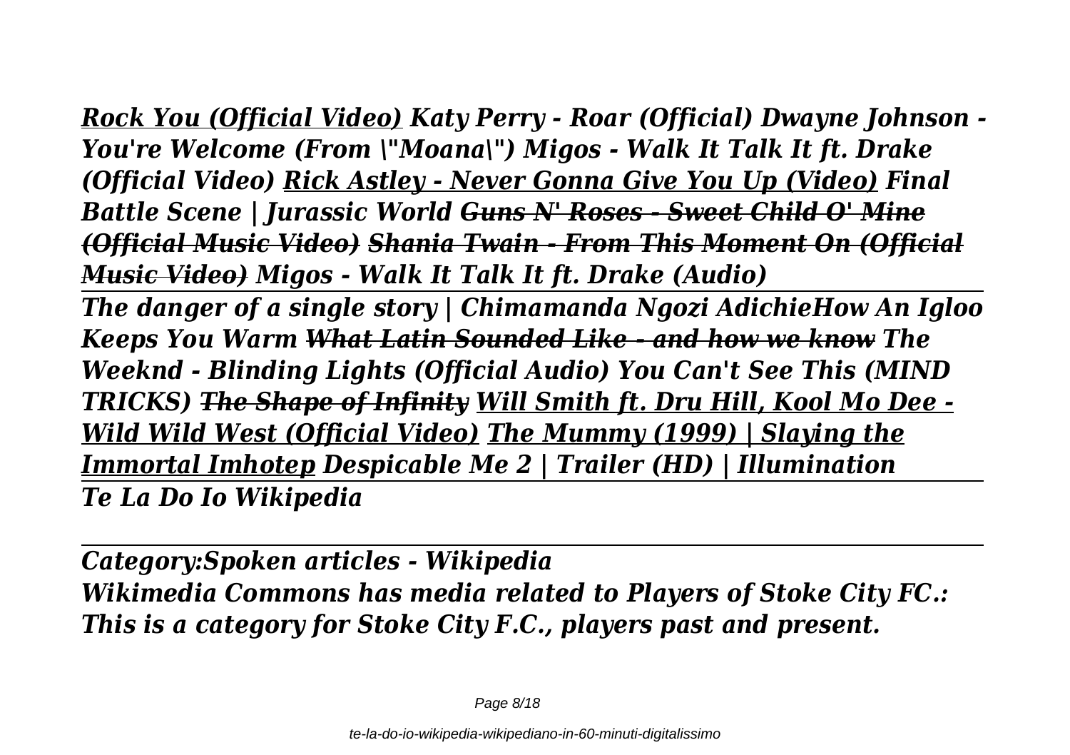*Rock You (Official Video) Katy Perry - Roar (Official) Dwayne Johnson - You're Welcome (From \"Moana\") Migos - Walk It Talk It ft. Drake (Official Video) Rick Astley - Never Gonna Give You Up (Video) Final Battle Scene | Jurassic World ~~Guns N' Roses - Sweet Child O' Mine (Official Music Video)~~ ~~Shania Twain - From This Moment On (Official Music Video)~~ Migos - Walk It Talk It ft. Drake (Audio)*

*The danger of a single story | Chimamanda Ngozi AdichieHow An Igloo Keeps You Warm ~~What Latin Sounded Like - and how we know~~ The Weeknd - Blinding Lights (Official Audio) You Can't See This (MIND TRICKS) ~~The Shape of Infinity~~ Will Smith ft. Dru Hill, Kool Mo Dee - Wild Wild West (Official Video) The Mummy (1999) | Slaying the Immortal Imhotep Despicable Me 2 | Trailer (HD) | Illumination*

*Te La Do Io Wikipedia*

---

*Category:Spoken articles - Wikipedia*

*Wikimedia Commons has media related to Players of Stoke City FC.: This is a category for Stoke City F.C., players past and present.*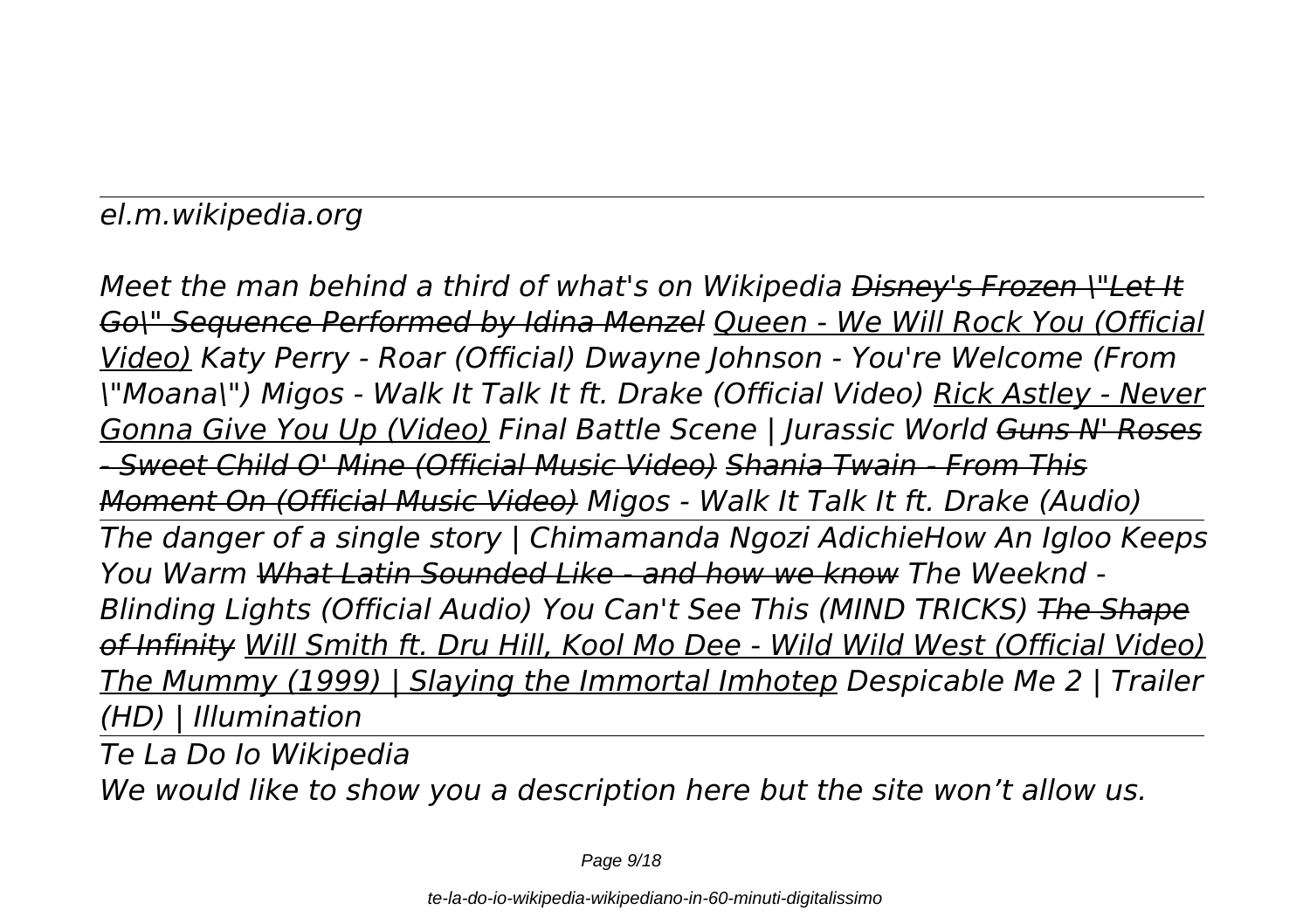*el.m.wikipedia.org*

*Meet the man behind a third of what's on Wikipedia ~~Disney's Frozen \"Let It Go\" Sequence Performed by Idina Menzel~~ Queen - We Will Rock You (Official Video) Katy Perry - Roar (Official) Dwayne Johnson - You're Welcome (From \"Moana\") Migos - Walk It Talk It ft. Drake (Official Video) Rick Astley - Never Gonna Give You Up (Video) Final Battle Scene | Jurassic World ~~Guns N' Roses - Sweet Child O' Mine (Official Music Video)~~ ~~Shania Twain - From This Moment On (Official Music Video)~~ Migos - Walk It Talk It ft. Drake (Audio)*

*The danger of a single story | Chimamanda Ngozi AdichieHow An Igloo Keeps You Warm ~~What Latin Sounded Like - and how we know~~ The Weeknd - Blinding Lights (Official Audio) You Can't See This (MIND TRICKS) ~~The Shape of Infinity~~ Will Smith ft. Dru Hill, Kool Mo Dee - Wild Wild West (Official Video) The Mummy (1999) | Slaying the Immortal Imhotep Despicable Me 2 | Trailer (HD) | Illumination*

*Te La Do Io Wikipedia*

*We would like to show you a description here but the site won't allow us.*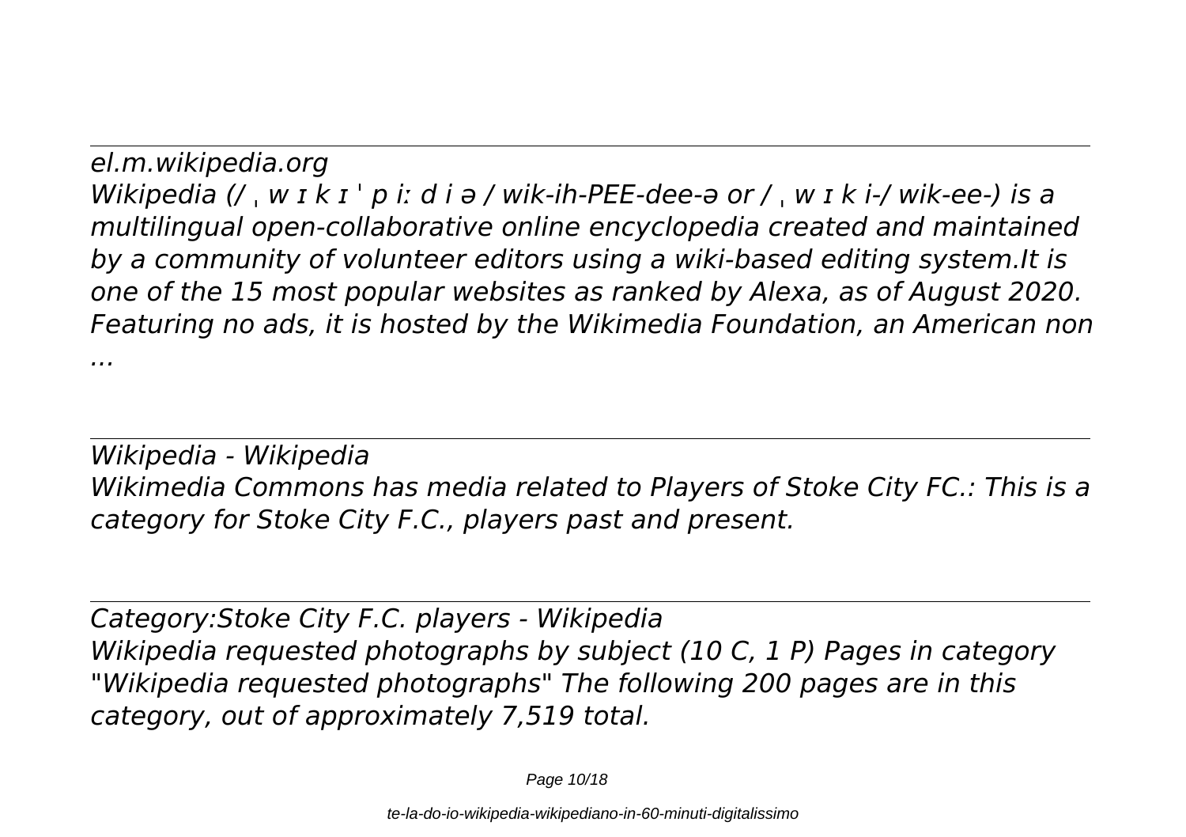*el.m.wikipedia.org*
*Wikipedia (/ ˌ w ɪ k ɪ ˈ p iː d i ə / wik-ih-PEE-dee-ə or / ˌ w ɪ k i-/ wik-ee-) is a multilingual open-collaborative online encyclopedia created and maintained by a community of volunteer editors using a wiki-based editing system.It is one of the 15 most popular websites as ranked by Alexa, as of August 2020. Featuring no ads, it is hosted by the Wikimedia Foundation, an American non ...*

---

*Wikipedia - Wikipedia*
*Wikimedia Commons has media related to Players of Stoke City FC.: This is a category for Stoke City F.C., players past and present.*

---

*Category:Stoke City F.C. players - Wikipedia*
*Wikipedia requested photographs by subject (10 C, 1 P) Pages in category "Wikipedia requested photographs" The following 200 pages are in this category, out of approximately 7,519 total.*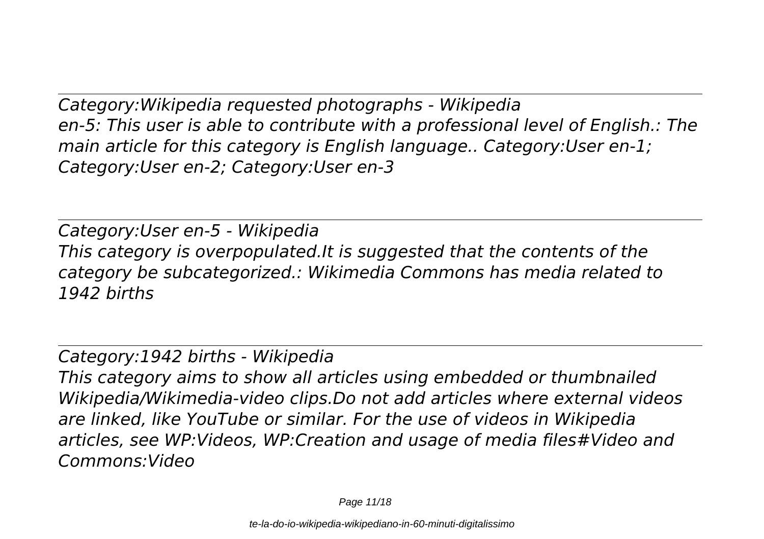*Category:Wikipedia requested photographs - Wikipedia*
*en-5: This user is able to contribute with a professional level of English.: The main article for this category is English language.. Category:User en-1; Category:User en-2; Category:User en-3*

*Category:User en-5 - Wikipedia*
*This category is overpopulated.It is suggested that the contents of the category be subcategorized.: Wikimedia Commons has media related to 1942 births*

*Category:1942 births - Wikipedia*
*This category aims to show all articles using embedded or thumbnailed Wikipedia/Wikimedia-video clips.Do not add articles where external videos are linked, like YouTube or similar. For the use of videos in Wikipedia articles, see WP:Videos, WP:Creation and usage of media files#Video and Commons:Video*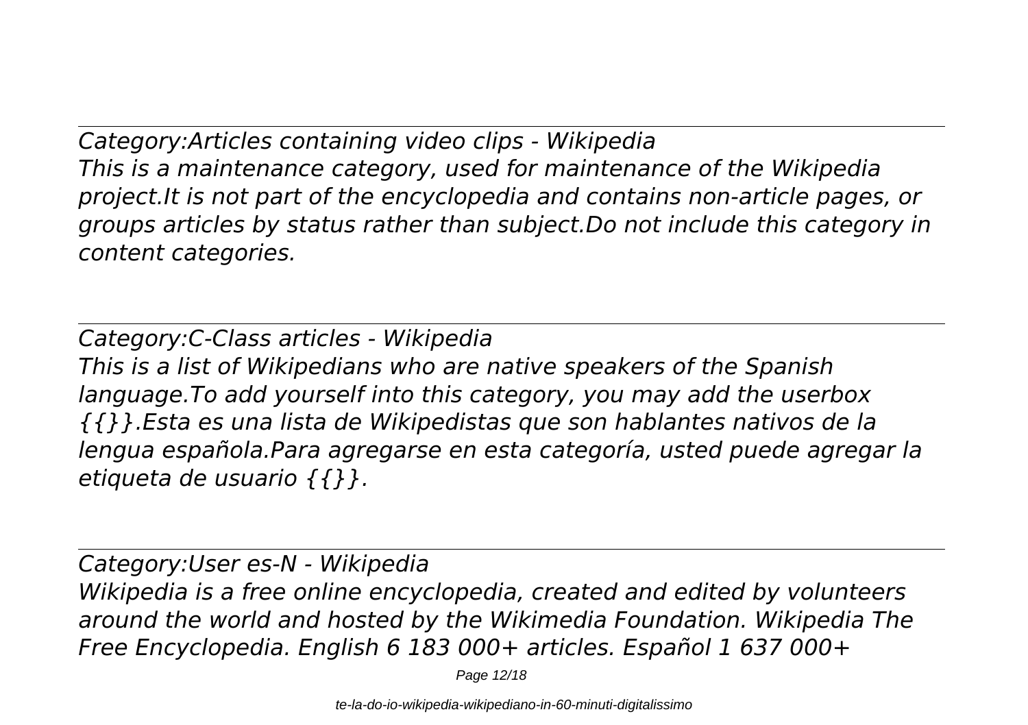*Category:Articles containing video clips - Wikipedia*
*This is a maintenance category, used for maintenance of the Wikipedia project.It is not part of the encyclopedia and contains non-article pages, or groups articles by status rather than subject.Do not include this category in content categories.*

---

*Category:C-Class articles - Wikipedia*
*This is a list of Wikipedians who are native speakers of the Spanish language.To add yourself into this category, you may add the userbox {{}}.Esta es una lista de Wikipedistas que son hablantes nativos de la lengua española.Para agregarse en esta categoría, usted puede agregar la etiqueta de usuario {{}}.*

---

*Category:User es-N - Wikipedia*
*Wikipedia is a free online encyclopedia, created and edited by volunteers around the world and hosted by the Wikimedia Foundation. Wikipedia The Free Encyclopedia. English 6 183 000+ articles. Español 1 637 000+*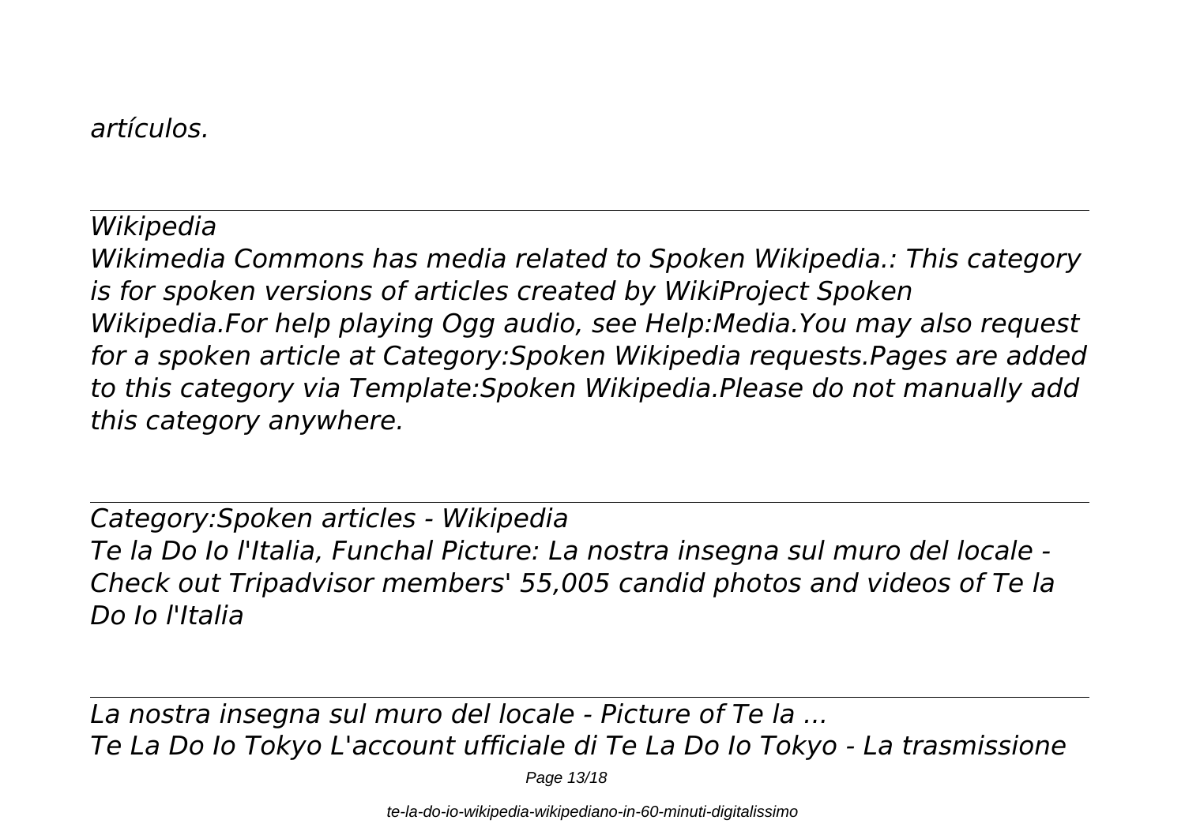*artículos.*

*Wikipedia*
*Wikimedia Commons has media related to Spoken Wikipedia.: This category is for spoken versions of articles created by WikiProject Spoken Wikipedia.For help playing Ogg audio, see Help:Media.You may also request for a spoken article at Category:Spoken Wikipedia requests.Pages are added to this category via Template:Spoken Wikipedia.Please do not manually add this category anywhere.*

*Category:Spoken articles - Wikipedia*
*Te la Do Io l'Italia, Funchal Picture: La nostra insegna sul muro del locale - Check out Tripadvisor members' 55,005 candid photos and videos of Te la Do Io l'Italia*

*La nostra insegna sul muro del locale - Picture of Te la ...*
*Te La Do Io Tokyo L'account ufficiale di Te La Do Io Tokyo - La trasmissione*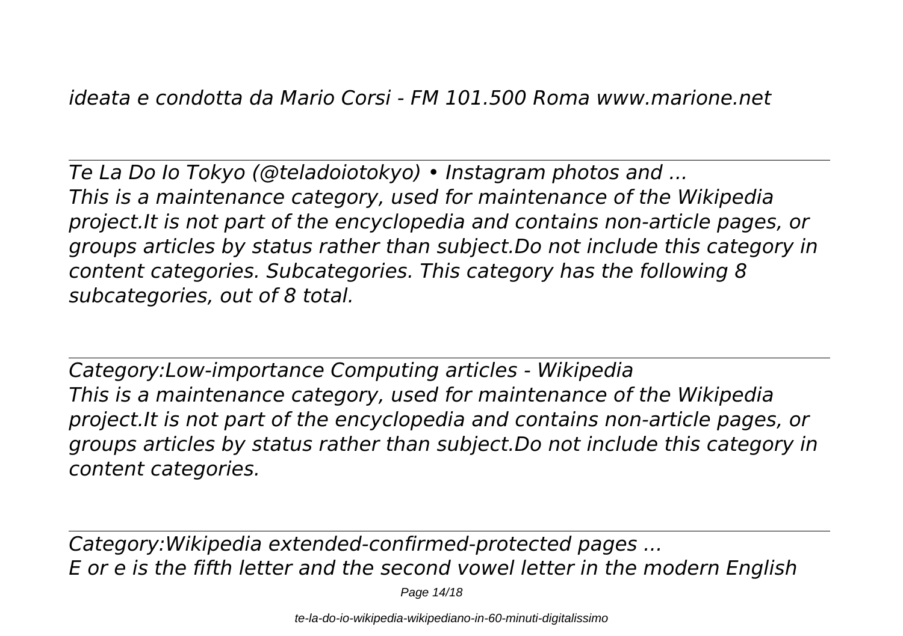*ideata e condotta da Mario Corsi - FM 101.500 Roma www.marione.net*

---

*Te La Do Io Tokyo (@teladoiotokyo) • Instagram photos and ...*
*This is a maintenance category, used for maintenance of the Wikipedia project.It is not part of the encyclopedia and contains non-article pages, or groups articles by status rather than subject.Do not include this category in content categories. Subcategories. This category has the following 8 subcategories, out of 8 total.*

---

*Category:Low-importance Computing articles - Wikipedia*
*This is a maintenance category, used for maintenance of the Wikipedia project.It is not part of the encyclopedia and contains non-article pages, or groups articles by status rather than subject.Do not include this category in content categories.*

---

*Category:Wikipedia extended-confirmed-protected pages ...*
*E or e is the fifth letter and the second vowel letter in the modern English*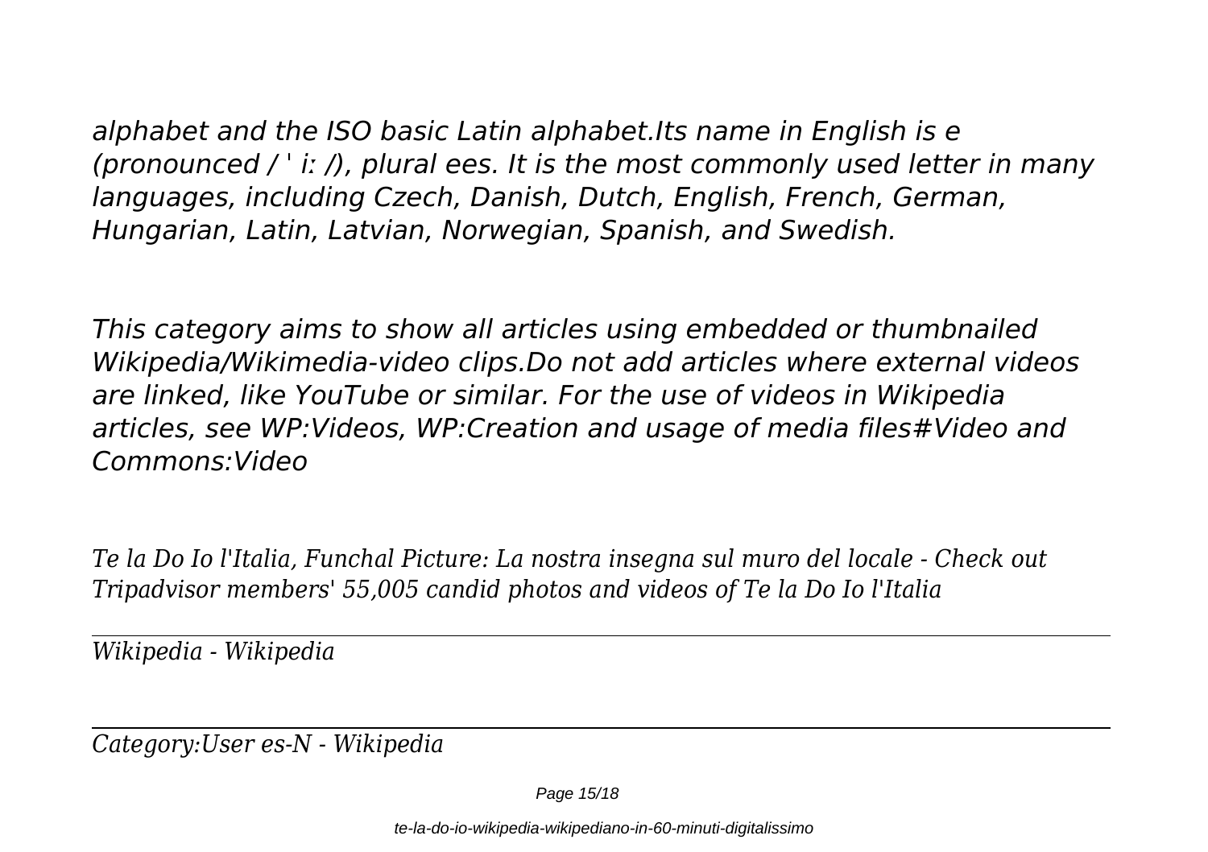*alphabet and the ISO basic Latin alphabet.Its name in English is e (pronounced / ˈ iː /), plural ees. It is the most commonly used letter in many languages, including Czech, Danish, Dutch, English, French, German, Hungarian, Latin, Latvian, Norwegian, Spanish, and Swedish.*

*This category aims to show all articles using embedded or thumbnailed Wikipedia/Wikimedia-video clips.Do not add articles where external videos are linked, like YouTube or similar. For the use of videos in Wikipedia articles, see WP:Videos, WP:Creation and usage of media files#Video and Commons:Video*

*Te la Do Io l'Italia, Funchal Picture: La nostra insegna sul muro del locale - Check out Tripadvisor members' 55,005 candid photos and videos of Te la Do Io l'Italia*

---

*Wikipedia - Wikipedia*

---

*Category:User es-N - Wikipedia*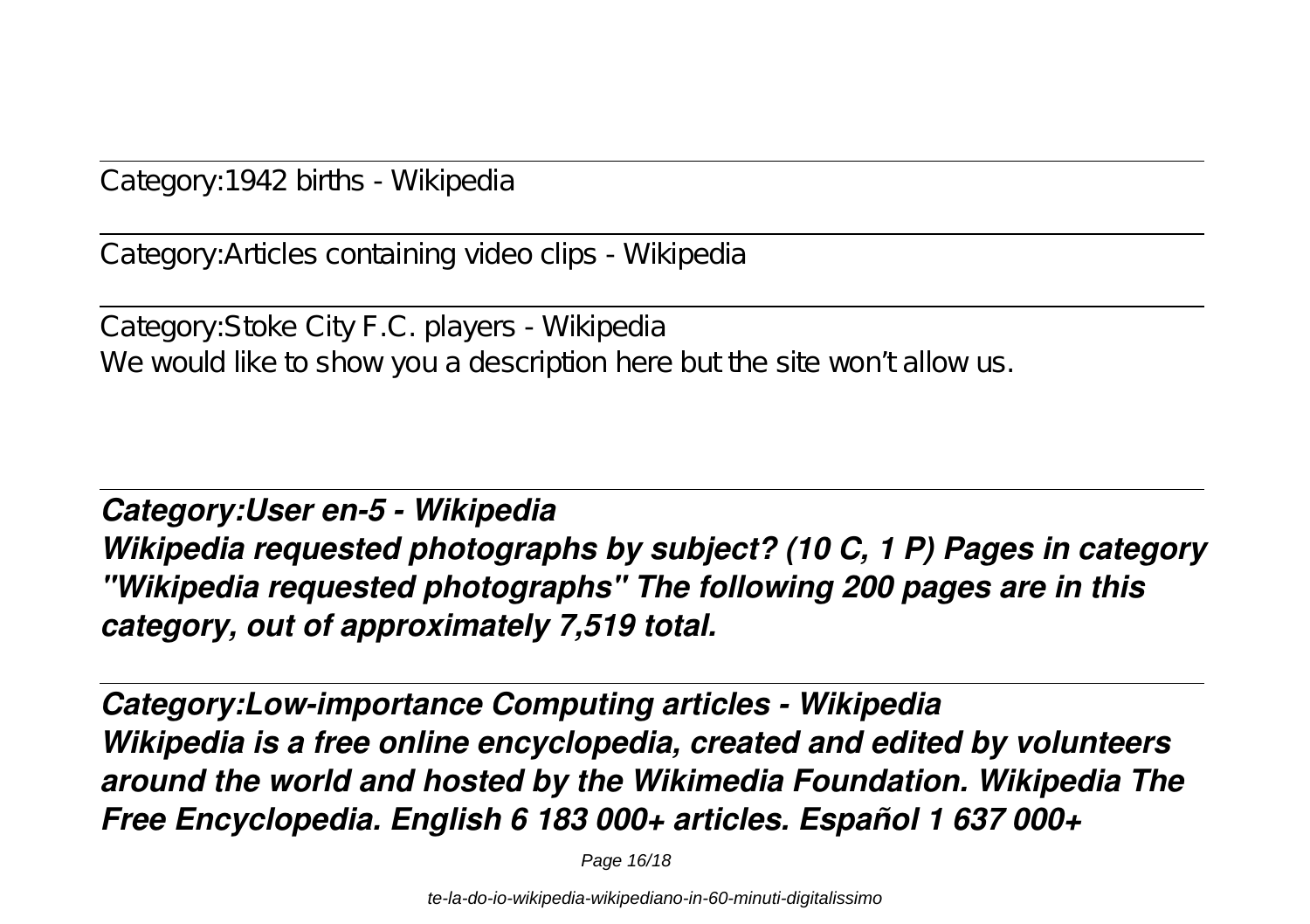Category:1942 births - Wikipedia

Category:Articles containing video clips - Wikipedia

Category:Stoke City F.C. players - Wikipedia
We would like to show you a description here but the site won't allow us.

***Category:User en-5 - Wikipedia***
***Wikipedia requested photographs by subject? (10 C, 1 P) Pages in category "Wikipedia requested photographs" The following 200 pages are in this category, out of approximately 7,519 total.***

***Category:Low-importance Computing articles - Wikipedia***
***Wikipedia is a free online encyclopedia, created and edited by volunteers around the world and hosted by the Wikimedia Foundation. Wikipedia The Free Encyclopedia. English 6 183 000+ articles. Español 1 637 000+***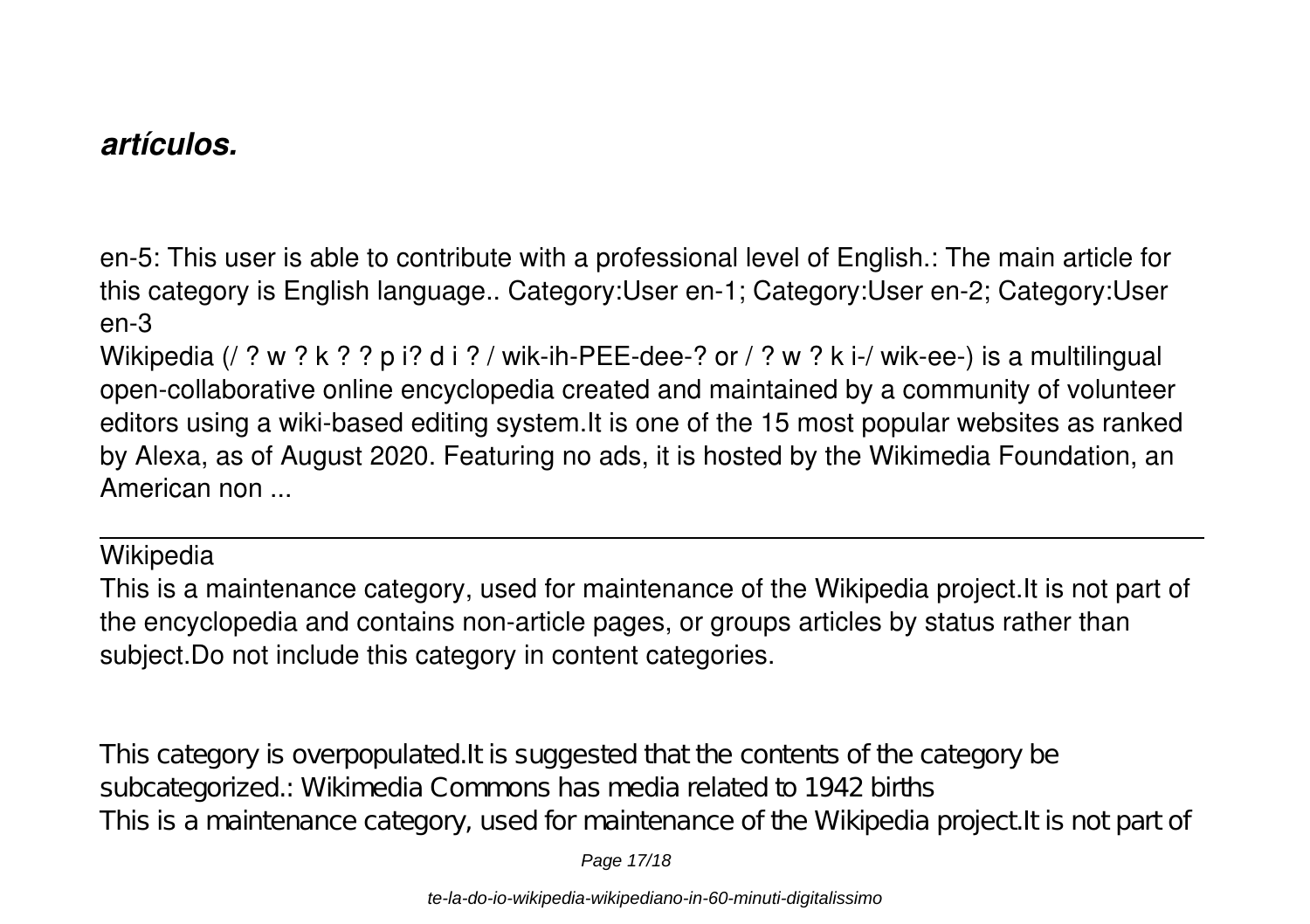***artículos.***

en-5: This user is able to contribute with a professional level of English.: The main article for this category is English language.. Category:User en-1; Category:User en-2; Category:User en-3

Wikipedia (/ ? w ? k ? ? p i? d i ? / wik-ih-PEE-dee-? or / ? w ? k i-/ wik-ee-) is a multilingual open-collaborative online encyclopedia created and maintained by a community of volunteer editors using a wiki-based editing system.It is one of the 15 most popular websites as ranked by Alexa, as of August 2020. Featuring no ads, it is hosted by the Wikimedia Foundation, an American non ...

---

Wikipedia

This is a maintenance category, used for maintenance of the Wikipedia project.It is not part of the encyclopedia and contains non-article pages, or groups articles by status rather than subject.Do not include this category in content categories.

This category is overpopulated.It is suggested that the contents of the category be subcategorized.: Wikimedia Commons has media related to 1942 births

This is a maintenance category, used for maintenance of the Wikipedia project.It is not part of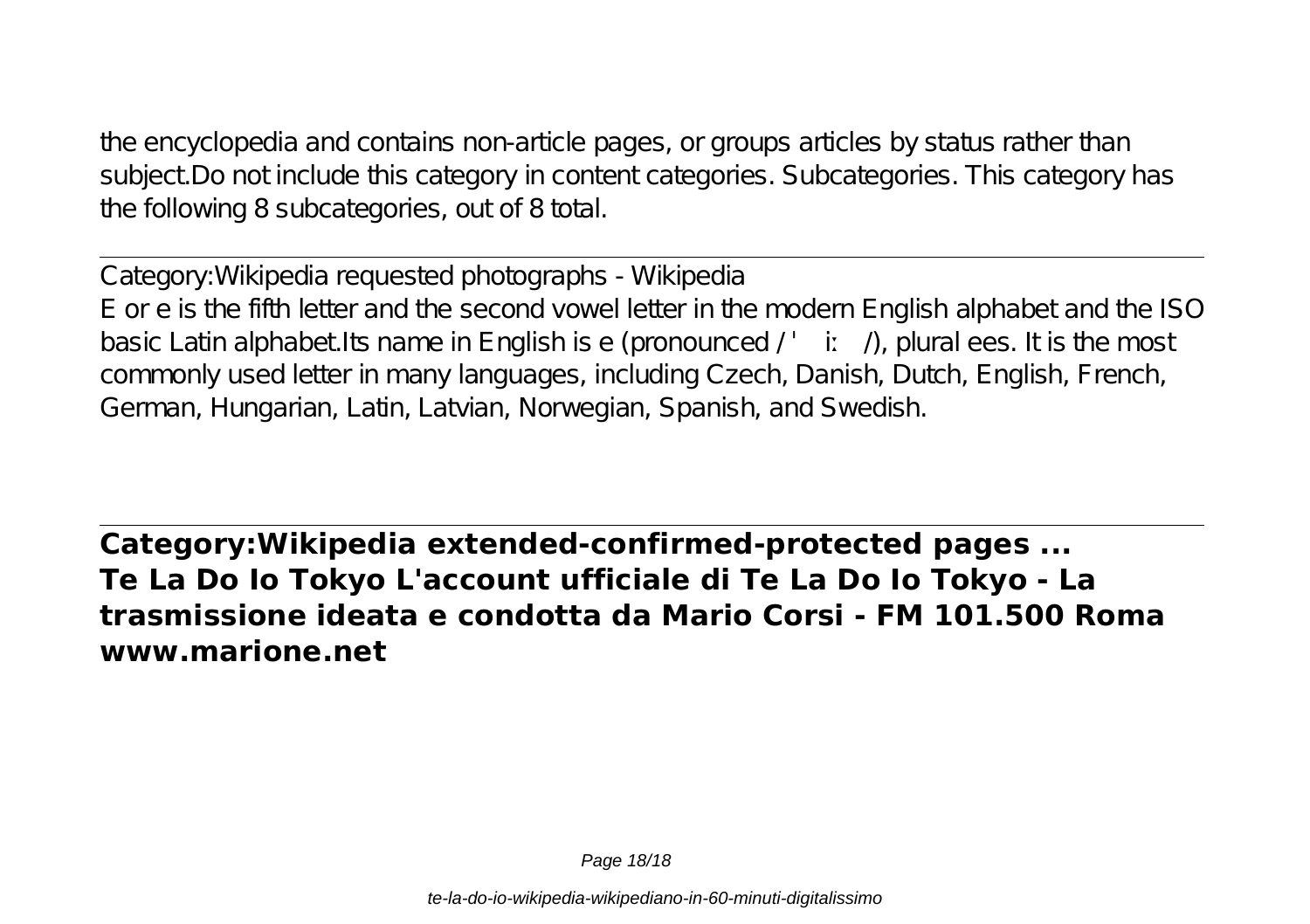the encyclopedia and contains non-article pages, or groups articles by status rather than subject.Do not include this category in content categories. Subcategories. This category has the following 8 subcategories, out of 8 total.

Category:Wikipedia requested photographs - Wikipedia
E or e is the fifth letter and the second vowel letter in the modern English alphabet and the ISO basic Latin alphabet.Its name in English is e (pronounced /ˈ iː /), plural ees. It is the most commonly used letter in many languages, including Czech, Danish, Dutch, English, French, German, Hungarian, Latin, Latvian, Norwegian, Spanish, and Swedish.

**Category:Wikipedia extended-confirmed-protected pages ...**
**Te La Do Io Tokyo L'account ufficiale di Te La Do Io Tokyo - La trasmissione ideata e condotta da Mario Corsi - FM 101.500 Roma www.marione.net**